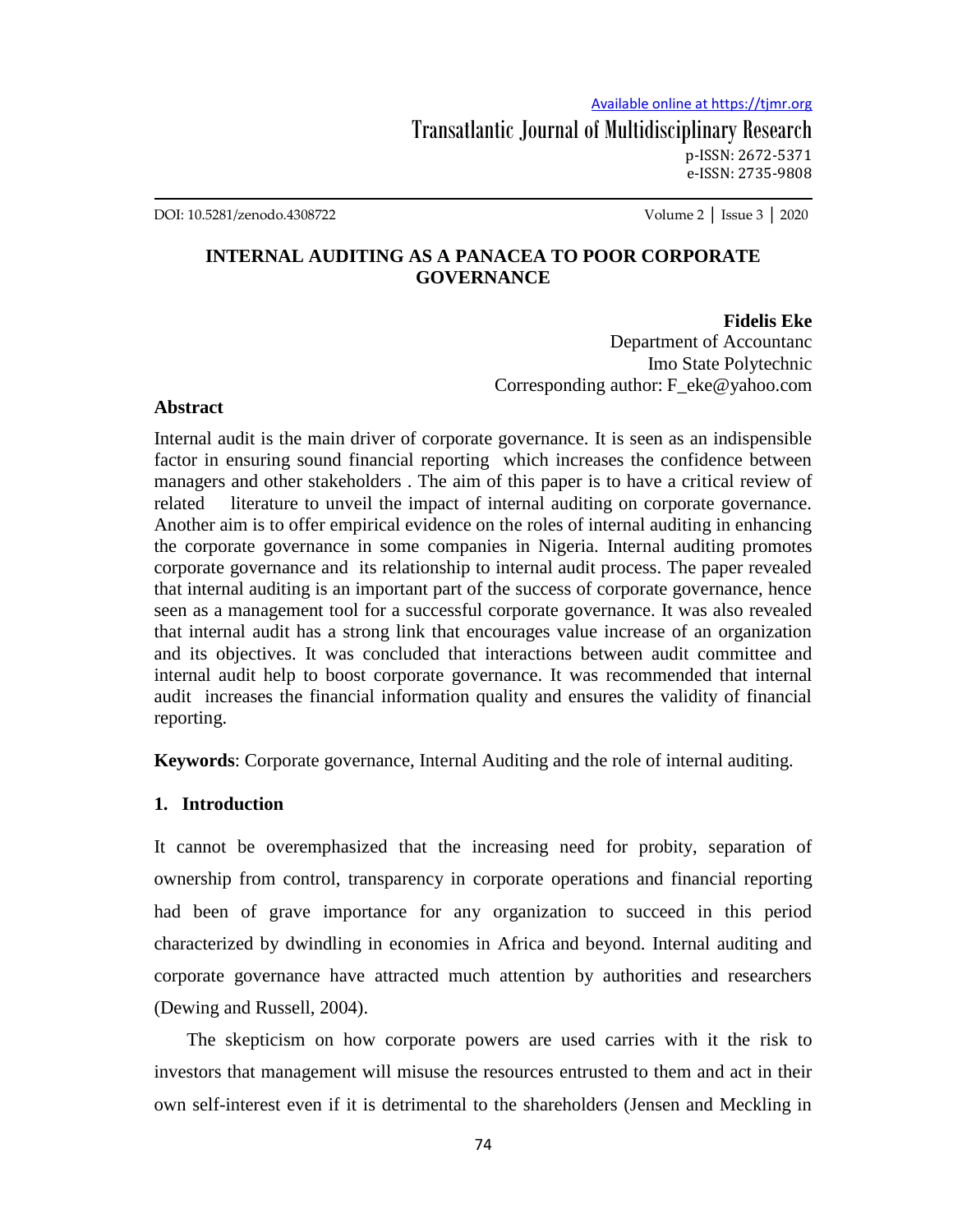# INTERNAL AUDITING AS A PANACEA TO POOR CORPORATE GOVERNANCE

**Fidelis Eke**
Department of Accountanc
Imo State Polytechnic
Corresponding author: F_eke@yahoo.com

## Abstract

Internal audit is the main driver of corporate governance. It is seen as an indispensible factor in ensuring sound financial reporting which increases the confidence between managers and other stakeholders . The aim of this paper is to have a critical review of related literature to unveil the impact of internal auditing on corporate governance. Another aim is to offer empirical evidence on the roles of internal auditing in enhancing the corporate governance in some companies in Nigeria. Internal auditing promotes corporate governance and its relationship to internal audit process. The paper revealed that internal auditing is an important part of the success of corporate governance, hence seen as a management tool for a successful corporate governance. It was also revealed that internal audit has a strong link that encourages value increase of an organization and its objectives. It was concluded that interactions between audit committee and internal audit help to boost corporate governance. It was recommended that internal audit increases the financial information quality and ensures the validity of financial reporting.

**Keywords**: Corporate governance, Internal Auditing and the role of internal auditing.

## 1. Introduction

It cannot be overemphasized that the increasing need for probity, separation of ownership from control, transparency in corporate operations and financial reporting had been of grave importance for any organization to succeed in this period characterized by dwindling in economies in Africa and beyond. Internal auditing and corporate governance have attracted much attention by authorities and researchers (Dewing and Russell, 2004).

The skepticism on how corporate powers are used carries with it the risk to investors that management will misuse the resources entrusted to them and act in their own self-interest even if it is detrimental to the shareholders (Jensen and Meckling in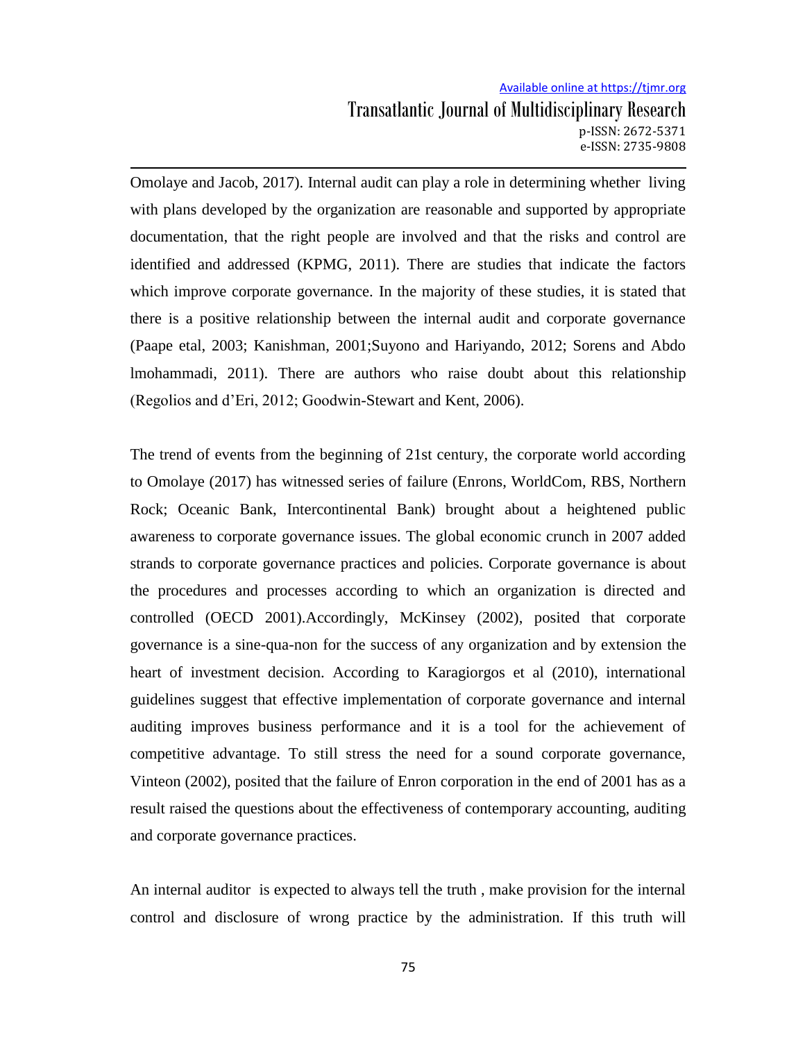Omolaye and Jacob, 2017). Internal audit can play a role in determining whether living with plans developed by the organization are reasonable and supported by appropriate documentation, that the right people are involved and that the risks and control are identified and addressed (KPMG, 2011). There are studies that indicate the factors which improve corporate governance. In the majority of these studies, it is stated that there is a positive relationship between the internal audit and corporate governance (Paape etal, 2003; Kanishman, 2001;Suyono and Hariyando, 2012; Sorens and Abdo lmohammadi, 2011). There are authors who raise doubt about this relationship (Regolios and d'Eri, 2012; Goodwin-Stewart and Kent, 2006).

The trend of events from the beginning of 21st century, the corporate world according to Omolaye (2017) has witnessed series of failure (Enrons, WorldCom, RBS, Northern Rock; Oceanic Bank, Intercontinental Bank) brought about a heightened public awareness to corporate governance issues. The global economic crunch in 2007 added strands to corporate governance practices and policies. Corporate governance is about the procedures and processes according to which an organization is directed and controlled (OECD 2001).Accordingly, McKinsey (2002), posited that corporate governance is a sine-qua-non for the success of any organization and by extension the heart of investment decision. According to Karagiorgos et al (2010), international guidelines suggest that effective implementation of corporate governance and internal auditing improves business performance and it is a tool for the achievement of competitive advantage. To still stress the need for a sound corporate governance, Vinteon (2002), posited that the failure of Enron corporation in the end of 2001 has as a result raised the questions about the effectiveness of contemporary accounting, auditing and corporate governance practices.

An internal auditor is expected to always tell the truth , make provision for the internal control and disclosure of wrong practice by the administration. If this truth will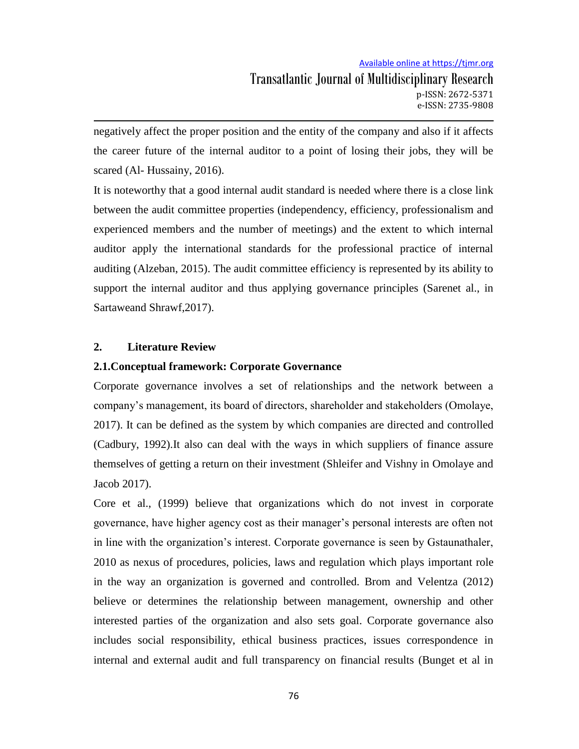negatively affect the proper position and the entity of the company and also if it affects the career future of the internal auditor to a point of losing their jobs, they will be scared (Al- Hussainy, 2016).

It is noteworthy that a good internal audit standard is needed where there is a close link between the audit committee properties (independency, efficiency, professionalism and experienced members and the number of meetings) and the extent to which internal auditor apply the international standards for the professional practice of internal auditing (Alzeban, 2015). The audit committee efficiency is represented by its ability to support the internal auditor and thus applying governance principles (Sarenet al., in Sartaweand Shrawf,2017).

## 2. Literature Review

### 2.1.Conceptual framework: Corporate Governance

Corporate governance involves a set of relationships and the network between a company's management, its board of directors, shareholder and stakeholders (Omolaye, 2017). It can be defined as the system by which companies are directed and controlled (Cadbury, 1992).It also can deal with the ways in which suppliers of finance assure themselves of getting a return on their investment (Shleifer and Vishny in Omolaye and Jacob 2017).

Core et al., (1999) believe that organizations which do not invest in corporate governance, have higher agency cost as their manager's personal interests are often not in line with the organization's interest. Corporate governance is seen by Gstaunathaler, 2010 as nexus of procedures, policies, laws and regulation which plays important role in the way an organization is governed and controlled. Brom and Velentza (2012) believe or determines the relationship between management, ownership and other interested parties of the organization and also sets goal. Corporate governance also includes social responsibility, ethical business practices, issues correspondence in internal and external audit and full transparency on financial results (Bunget et al in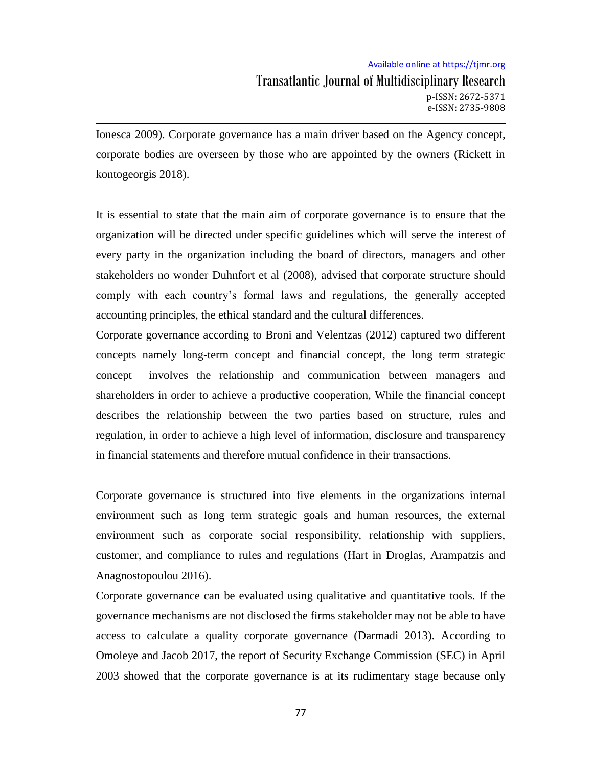Ionesca 2009). Corporate governance has a main driver based on the Agency concept, corporate bodies are overseen by those who are appointed by the owners (Rickett in kontogeorgis 2018).

It is essential to state that the main aim of corporate governance is to ensure that the organization will be directed under specific guidelines which will serve the interest of every party in the organization including the board of directors, managers and other stakeholders no wonder Duhnfort et al (2008), advised that corporate structure should comply with each country's formal laws and regulations, the generally accepted accounting principles, the ethical standard and the cultural differences.

Corporate governance according to Broni and Velentzas (2012) captured two different concepts namely long-term concept and financial concept, the long term strategic concept involves the relationship and communication between managers and shareholders in order to achieve a productive cooperation, While the financial concept describes the relationship between the two parties based on structure, rules and regulation, in order to achieve a high level of information, disclosure and transparency in financial statements and therefore mutual confidence in their transactions.

Corporate governance is structured into five elements in the organizations internal environment such as long term strategic goals and human resources, the external environment such as corporate social responsibility, relationship with suppliers, customer, and compliance to rules and regulations (Hart in Droglas, Arampatzis and Anagnostopoulou 2016).

Corporate governance can be evaluated using qualitative and quantitative tools. If the governance mechanisms are not disclosed the firms stakeholder may not be able to have access to calculate a quality corporate governance (Darmadi 2013). According to Omoleye and Jacob 2017, the report of Security Exchange Commission (SEC) in April 2003 showed that the corporate governance is at its rudimentary stage because only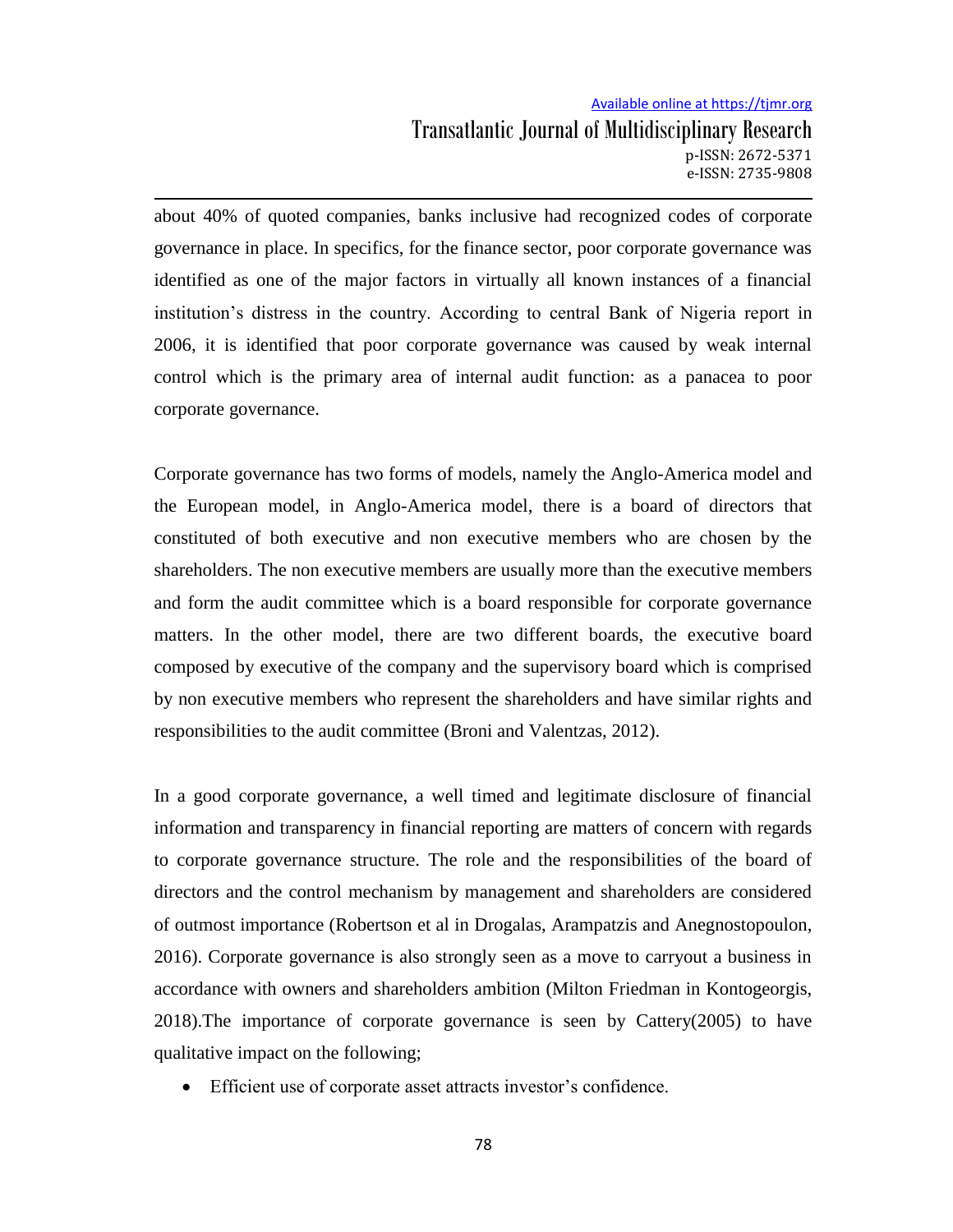about 40% of quoted companies, banks inclusive had recognized codes of corporate governance in place. In specifics, for the finance sector, poor corporate governance was identified as one of the major factors in virtually all known instances of a financial institution's distress in the country. According to central Bank of Nigeria report in 2006, it is identified that poor corporate governance was caused by weak internal control which is the primary area of internal audit function: as a panacea to poor corporate governance.

Corporate governance has two forms of models, namely the Anglo-America model and the European model, in Anglo-America model, there is a board of directors that constituted of both executive and non executive members who are chosen by the shareholders. The non executive members are usually more than the executive members and form the audit committee which is a board responsible for corporate governance matters. In the other model, there are two different boards, the executive board composed by executive of the company and the supervisory board which is comprised by non executive members who represent the shareholders and have similar rights and responsibilities to the audit committee (Broni and Valentzas, 2012).

In a good corporate governance, a well timed and legitimate disclosure of financial information and transparency in financial reporting are matters of concern with regards to corporate governance structure. The role and the responsibilities of the board of directors and the control mechanism by management and shareholders are considered of outmost importance (Robertson et al in Drogalas, Arampatzis and Anegnostopoulon, 2016). Corporate governance is also strongly seen as a move to carryout a business in accordance with owners and shareholders ambition (Milton Friedman in Kontogeorgis, 2018).The importance of corporate governance is seen by Cattery(2005) to have qualitative impact on the following;

- Efficient use of corporate asset attracts investor's confidence.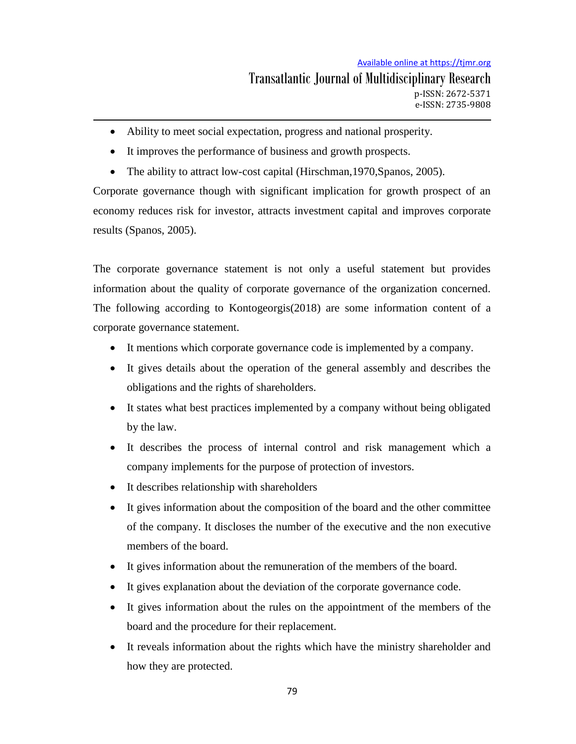- Ability to meet social expectation, progress and national prosperity.
- It improves the performance of business and growth prospects.
- The ability to attract low-cost capital (Hirschman,1970,Spanos, 2005).

Corporate governance though with significant implication for growth prospect of an economy reduces risk for investor, attracts investment capital and improves corporate results (Spanos, 2005).

The corporate governance statement is not only a useful statement but provides information about the quality of corporate governance of the organization concerned. The following according to Kontogeorgis(2018) are some information content of a corporate governance statement.

- It mentions which corporate governance code is implemented by a company.
- It gives details about the operation of the general assembly and describes the obligations and the rights of shareholders.
- It states what best practices implemented by a company without being obligated by the law.
- It describes the process of internal control and risk management which a company implements for the purpose of protection of investors.
- It describes relationship with shareholders
- It gives information about the composition of the board and the other committee of the company. It discloses the number of the executive and the non executive members of the board.
- It gives information about the remuneration of the members of the board.
- It gives explanation about the deviation of the corporate governance code.
- It gives information about the rules on the appointment of the members of the board and the procedure for their replacement.
- It reveals information about the rights which have the ministry shareholder and how they are protected.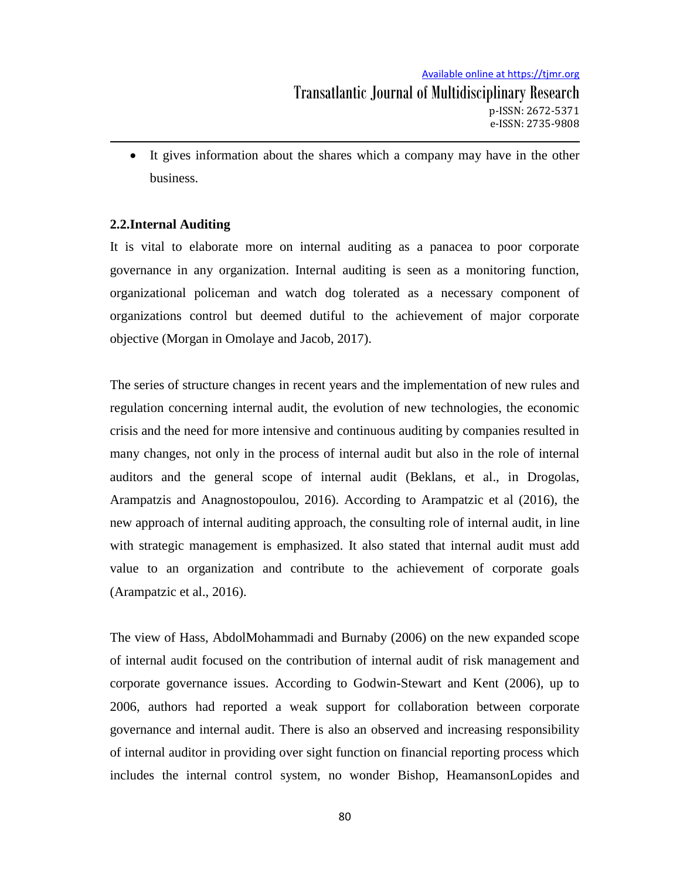- It gives information about the shares which a company may have in the other business.

## 2.2.Internal Auditing

It is vital to elaborate more on internal auditing as a panacea to poor corporate governance in any organization. Internal auditing is seen as a monitoring function, organizational policeman and watch dog tolerated as a necessary component of organizations control but deemed dutiful to the achievement of major corporate objective (Morgan in Omolaye and Jacob, 2017).

The series of structure changes in recent years and the implementation of new rules and regulation concerning internal audit, the evolution of new technologies, the economic crisis and the need for more intensive and continuous auditing by companies resulted in many changes, not only in the process of internal audit but also in the role of internal auditors and the general scope of internal audit (Beklans, et al., in Drogolas, Arampatzis and Anagnostopoulou, 2016). According to Arampatzic et al (2016), the new approach of internal auditing approach, the consulting role of internal audit, in line with strategic management is emphasized. It also stated that internal audit must add value to an organization and contribute to the achievement of corporate goals (Arampatzic et al., 2016).

The view of Hass, AbdolMohammadi and Burnaby (2006) on the new expanded scope of internal audit focused on the contribution of internal audit of risk management and corporate governance issues. According to Godwin-Stewart and Kent (2006), up to 2006, authors had reported a weak support for collaboration between corporate governance and internal audit. There is also an observed and increasing responsibility of internal auditor in providing over sight function on financial reporting process which includes the internal control system, no wonder Bishop, HeamansonLopides and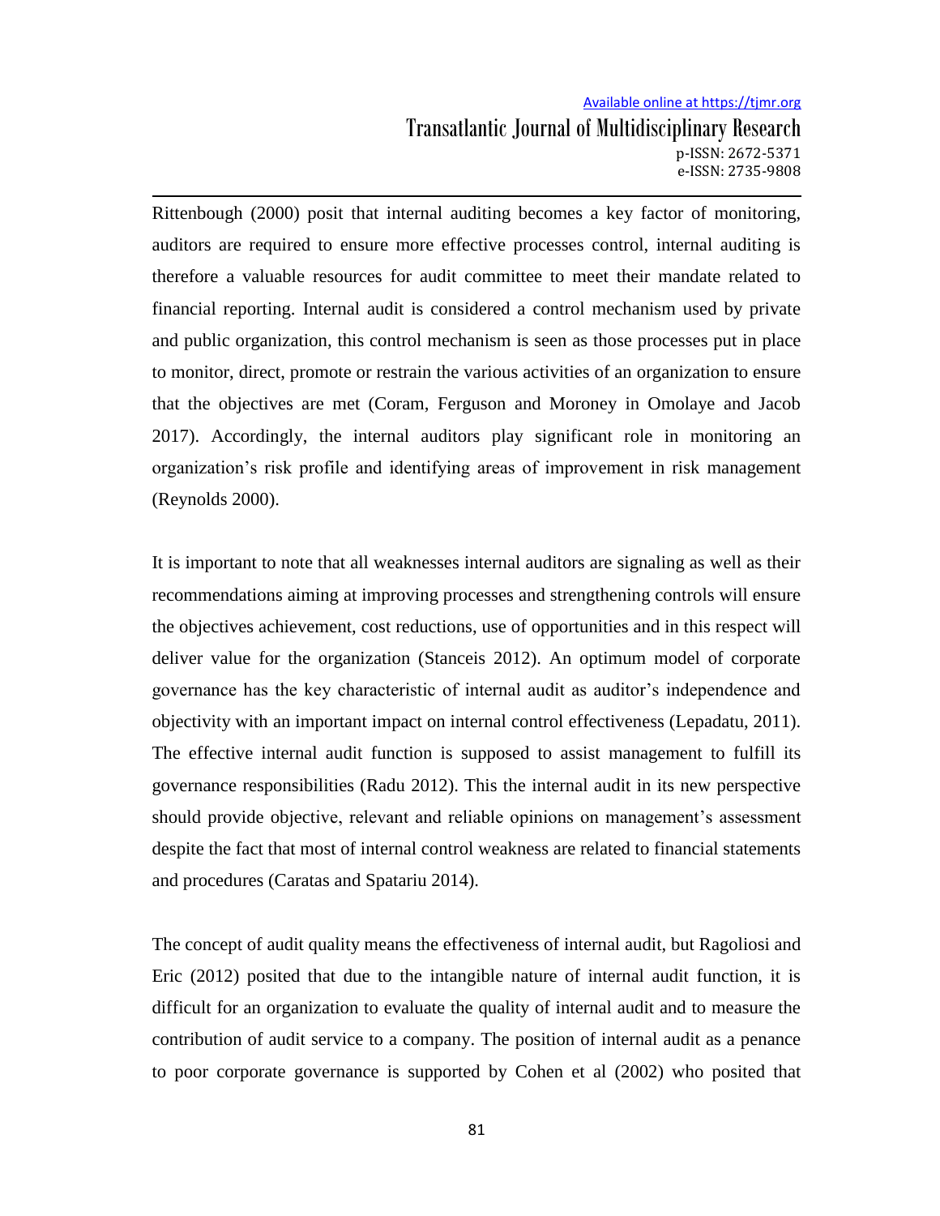Rittenbough (2000) posit that internal auditing becomes a key factor of monitoring, auditors are required to ensure more effective processes control, internal auditing is therefore a valuable resources for audit committee to meet their mandate related to financial reporting. Internal audit is considered a control mechanism used by private and public organization, this control mechanism is seen as those processes put in place to monitor, direct, promote or restrain the various activities of an organization to ensure that the objectives are met (Coram, Ferguson and Moroney in Omolaye and Jacob 2017). Accordingly, the internal auditors play significant role in monitoring an organization's risk profile and identifying areas of improvement in risk management (Reynolds 2000).

It is important to note that all weaknesses internal auditors are signaling as well as their recommendations aiming at improving processes and strengthening controls will ensure the objectives achievement, cost reductions, use of opportunities and in this respect will deliver value for the organization (Stanceis 2012). An optimum model of corporate governance has the key characteristic of internal audit as auditor's independence and objectivity with an important impact on internal control effectiveness (Lepadatu, 2011). The effective internal audit function is supposed to assist management to fulfill its governance responsibilities (Radu 2012). This the internal audit in its new perspective should provide objective, relevant and reliable opinions on management's assessment despite the fact that most of internal control weakness are related to financial statements and procedures (Caratas and Spatariu 2014).

The concept of audit quality means the effectiveness of internal audit, but Ragoliosi and Eric (2012) posited that due to the intangible nature of internal audit function, it is difficult for an organization to evaluate the quality of internal audit and to measure the contribution of audit service to a company. The position of internal audit as a penance to poor corporate governance is supported by Cohen et al (2002) who posited that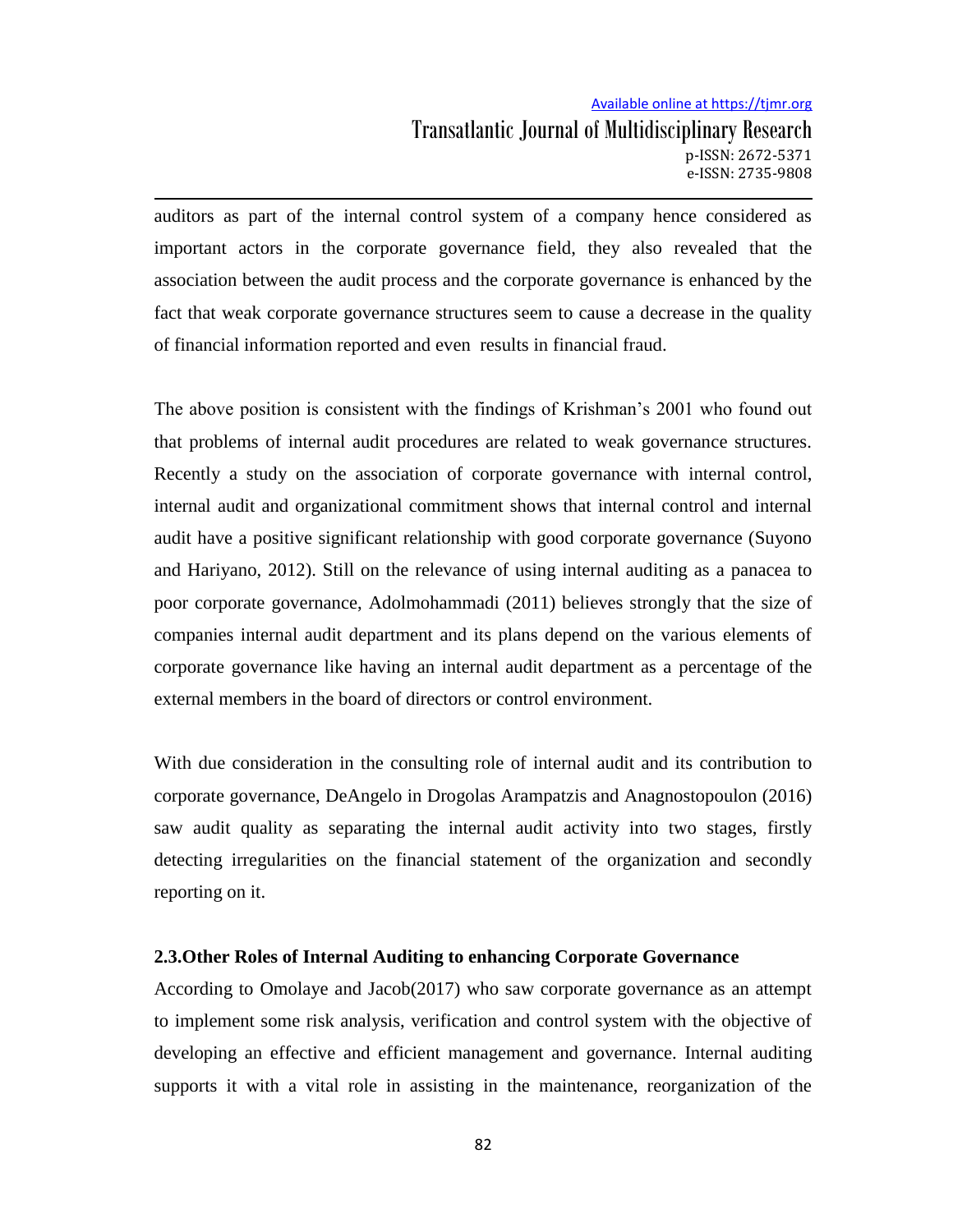auditors as part of the internal control system of a company hence considered as important actors in the corporate governance field, they also revealed that the association between the audit process and the corporate governance is enhanced by the fact that weak corporate governance structures seem to cause a decrease in the quality of financial information reported and even results in financial fraud.

The above position is consistent with the findings of Krishman's 2001 who found out that problems of internal audit procedures are related to weak governance structures. Recently a study on the association of corporate governance with internal control, internal audit and organizational commitment shows that internal control and internal audit have a positive significant relationship with good corporate governance (Suyono and Hariyano, 2012). Still on the relevance of using internal auditing as a panacea to poor corporate governance, Adolmohammadi (2011) believes strongly that the size of companies internal audit department and its plans depend on the various elements of corporate governance like having an internal audit department as a percentage of the external members in the board of directors or control environment.

With due consideration in the consulting role of internal audit and its contribution to corporate governance, DeAngelo in Drogolas Arampatzis and Anagnostopoulon (2016) saw audit quality as separating the internal audit activity into two stages, firstly detecting irregularities on the financial statement of the organization and secondly reporting on it.

### 2.3.Other Roles of Internal Auditing to enhancing Corporate Governance

According to Omolaye and Jacob(2017) who saw corporate governance as an attempt to implement some risk analysis, verification and control system with the objective of developing an effective and efficient management and governance. Internal auditing supports it with a vital role in assisting in the maintenance, reorganization of the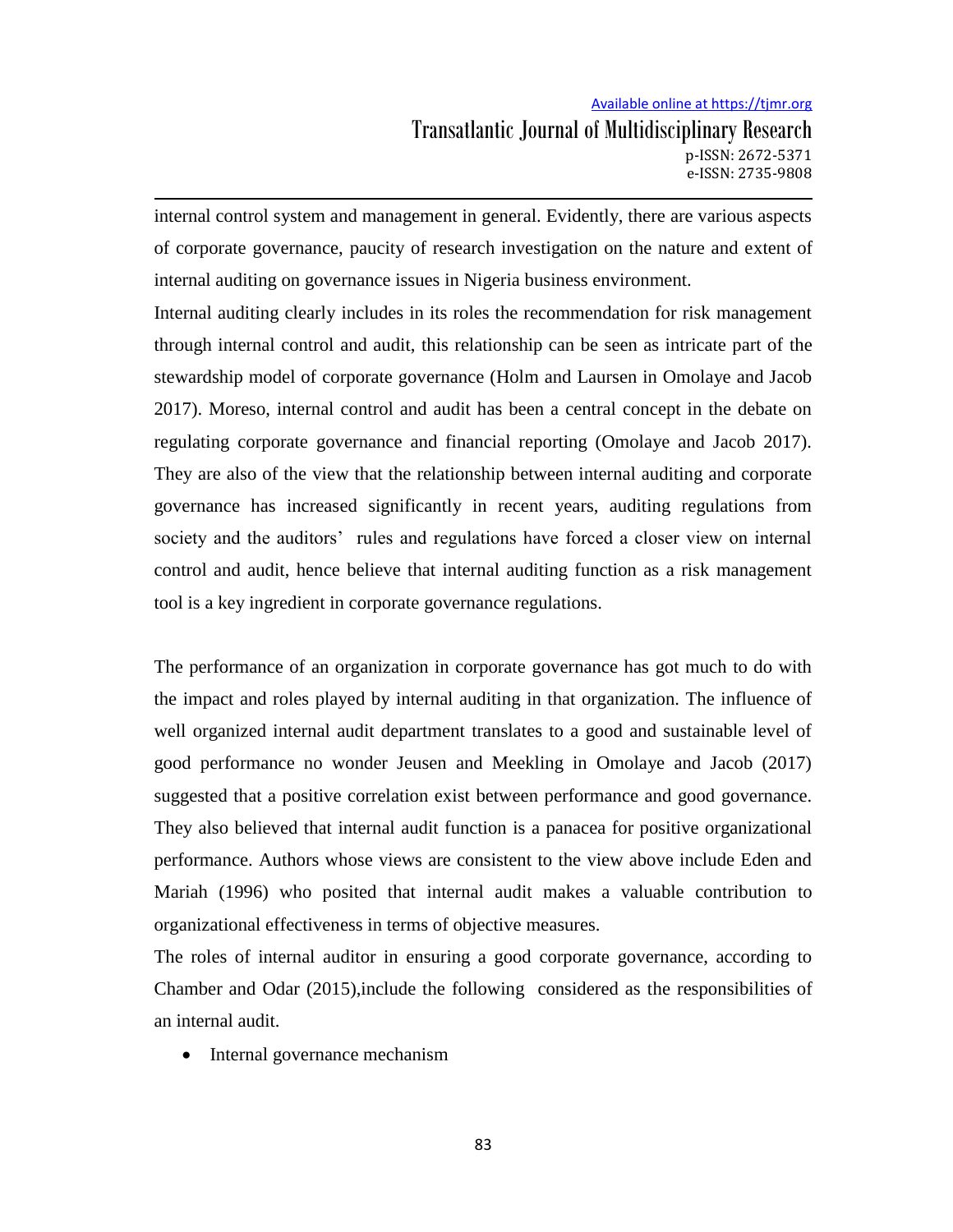internal control system and management in general. Evidently, there are various aspects of corporate governance, paucity of research investigation on the nature and extent of internal auditing on governance issues in Nigeria business environment.

Internal auditing clearly includes in its roles the recommendation for risk management through internal control and audit, this relationship can be seen as intricate part of the stewardship model of corporate governance (Holm and Laursen in Omolaye and Jacob 2017). Moreso, internal control and audit has been a central concept in the debate on regulating corporate governance and financial reporting (Omolaye and Jacob 2017). They are also of the view that the relationship between internal auditing and corporate governance has increased significantly in recent years, auditing regulations from society and the auditors' rules and regulations have forced a closer view on internal control and audit, hence believe that internal auditing function as a risk management tool is a key ingredient in corporate governance regulations.

The performance of an organization in corporate governance has got much to do with the impact and roles played by internal auditing in that organization. The influence of well organized internal audit department translates to a good and sustainable level of good performance no wonder Jeusen and Meekling in Omolaye and Jacob (2017) suggested that a positive correlation exist between performance and good governance. They also believed that internal audit function is a panacea for positive organizational performance. Authors whose views are consistent to the view above include Eden and Mariah (1996) who posited that internal audit makes a valuable contribution to organizational effectiveness in terms of objective measures.

The roles of internal auditor in ensuring a good corporate governance, according to Chamber and Odar (2015),include the following considered as the responsibilities of an internal audit.

- Internal governance mechanism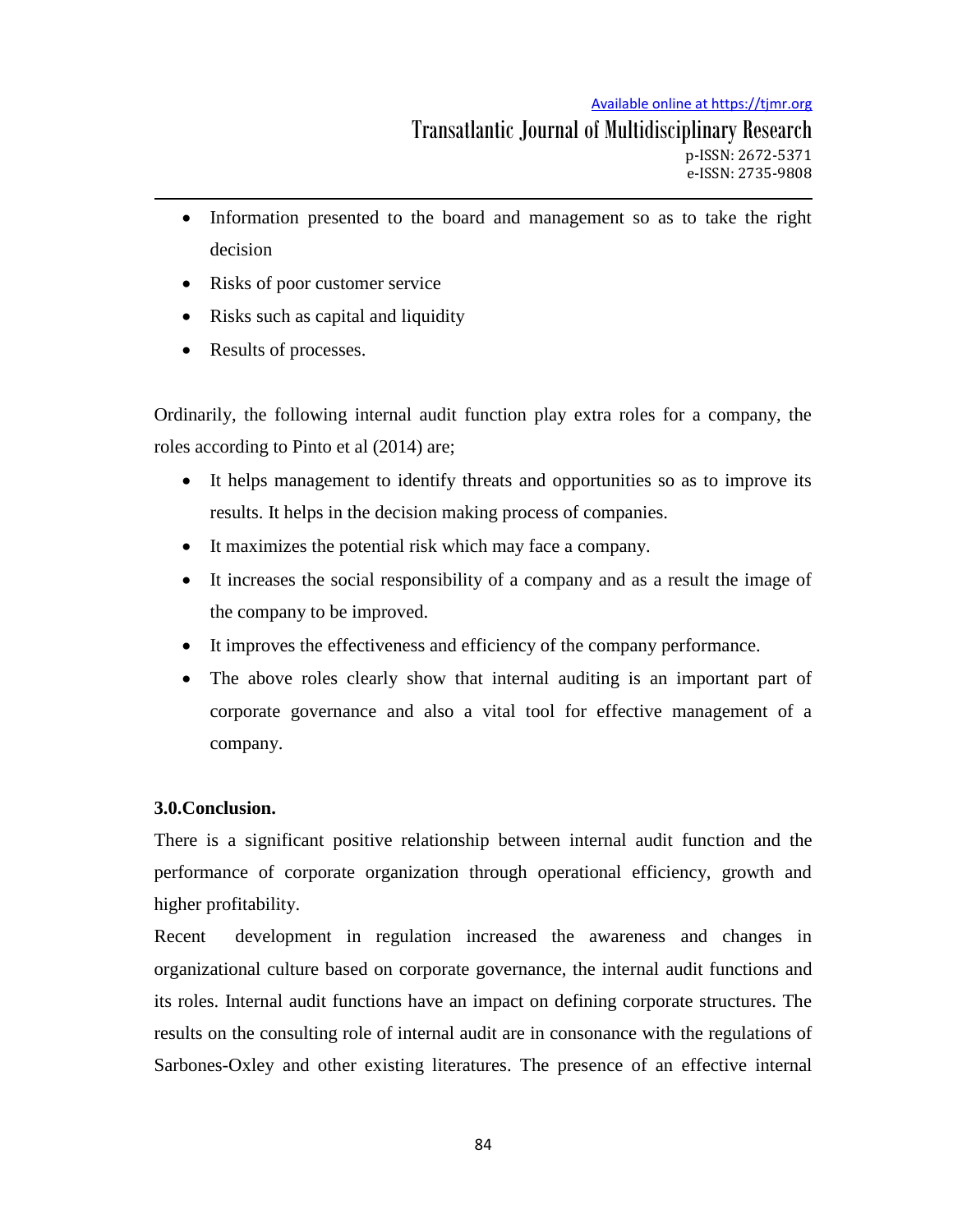- Information presented to the board and management so as to take the right decision
- Risks of poor customer service
- Risks such as capital and liquidity
- Results of processes.

Ordinarily, the following internal audit function play extra roles for a company, the roles according to Pinto et al (2014) are;

- It helps management to identify threats and opportunities so as to improve its results. It helps in the decision making process of companies.
- It maximizes the potential risk which may face a company.
- It increases the social responsibility of a company and as a result the image of the company to be improved.
- It improves the effectiveness and efficiency of the company performance.
- The above roles clearly show that internal auditing is an important part of corporate governance and also a vital tool for effective management of a company.

**3.0.Conclusion.**

There is a significant positive relationship between internal audit function and the performance of corporate organization through operational efficiency, growth and higher profitability.

Recent development in regulation increased the awareness and changes in organizational culture based on corporate governance, the internal audit functions and its roles. Internal audit functions have an impact on defining corporate structures. The results on the consulting role of internal audit are in consonance with the regulations of Sarbones-Oxley and other existing literatures. The presence of an effective internal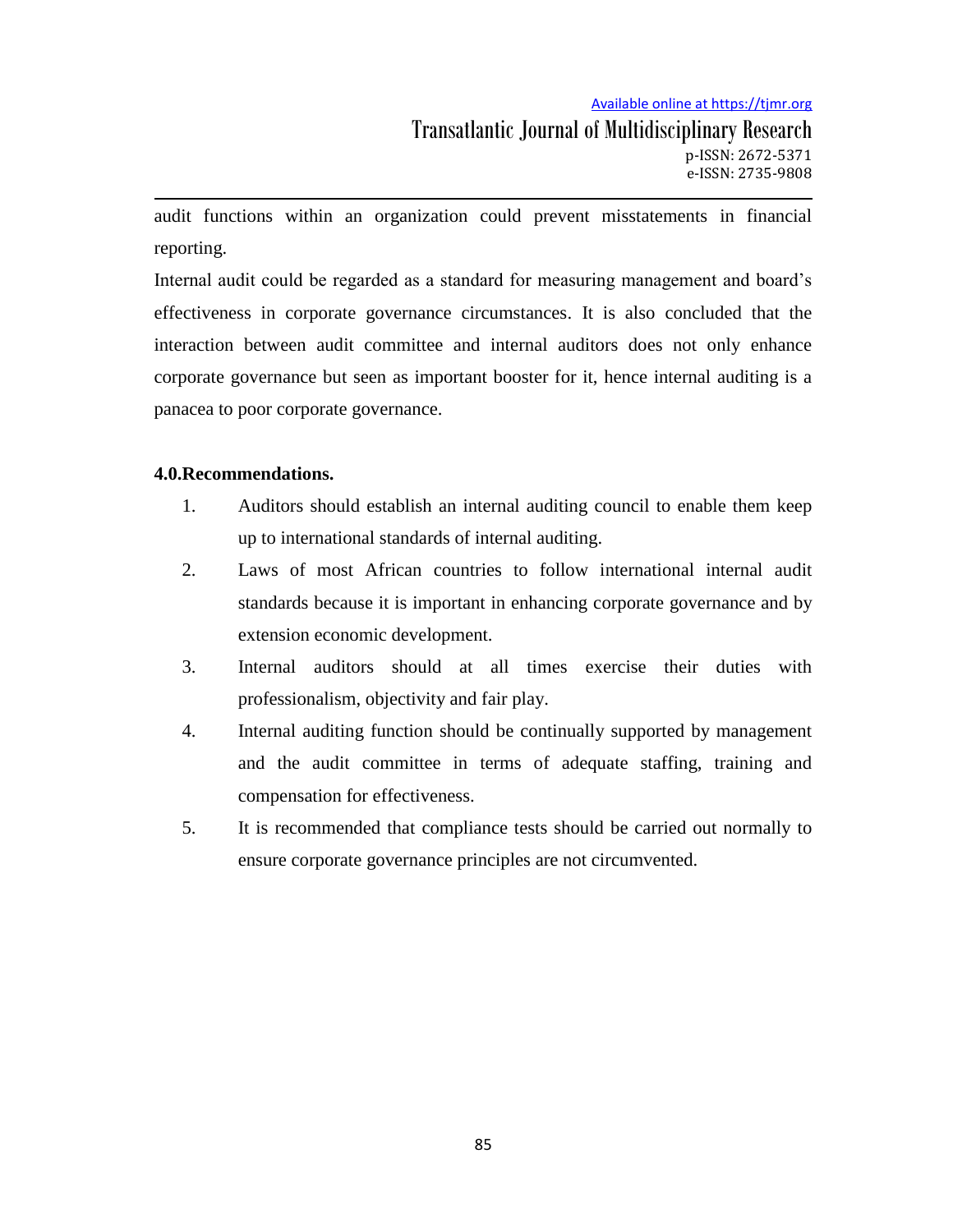audit functions within an organization could prevent misstatements in financial reporting.

Internal audit could be regarded as a standard for measuring management and board's effectiveness in corporate governance circumstances. It is also concluded that the interaction between audit committee and internal auditors does not only enhance corporate governance but seen as important booster for it, hence internal auditing is a panacea to poor corporate governance.

## 4.0.Recommendations.

1. Auditors should establish an internal auditing council to enable them keep up to international standards of internal auditing.
2. Laws of most African countries to follow international internal audit standards because it is important in enhancing corporate governance and by extension economic development.
3. Internal auditors should at all times exercise their duties with professionalism, objectivity and fair play.
4. Internal auditing function should be continually supported by management and the audit committee in terms of adequate staffing, training and compensation for effectiveness.
5. It is recommended that compliance tests should be carried out normally to ensure corporate governance principles are not circumvented.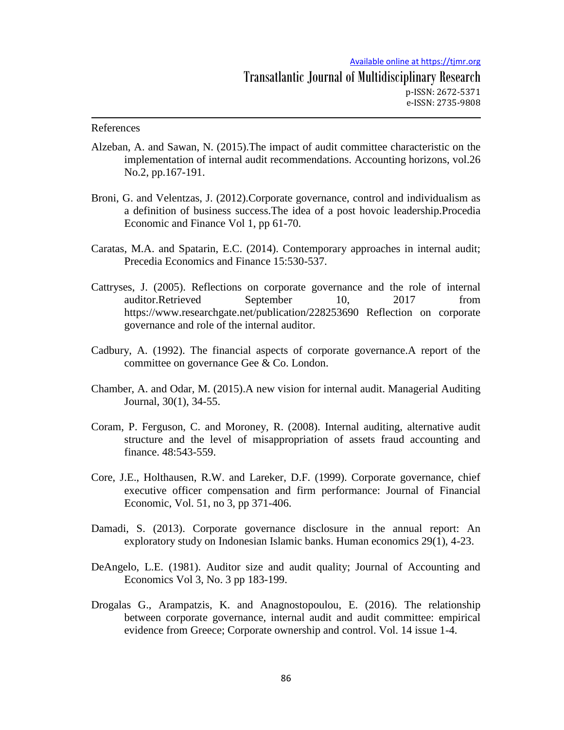References

Alzeban, A. and Sawan, N. (2015).The impact of audit committee characteristic on the implementation of internal audit recommendations. Accounting horizons, vol.26 No.2, pp.167-191.

Broni, G. and Velentzas, J. (2012).Corporate governance, control and individualism as a definition of business success.The idea of a post hovoic leadership.Procedia Economic and Finance Vol 1, pp 61-70.

Caratas, M.A. and Spatarin, E.C. (2014). Contemporary approaches in internal audit; Precedia Economics and Finance 15:530-537.

Cattryses, J. (2005). Reflections on corporate governance and the role of internal auditor.Retrieved September 10, 2017 from https://www.researchgate.net/publication/228253690 Reflection on corporate governance and role of the internal auditor.

Cadbury, A. (1992). The financial aspects of corporate governance.A report of the committee on governance Gee & Co. London.

Chamber, A. and Odar, M. (2015).A new vision for internal audit. Managerial Auditing Journal, 30(1), 34-55.

Coram, P. Ferguson, C. and Moroney, R. (2008). Internal auditing, alternative audit structure and the level of misappropriation of assets fraud accounting and finance. 48:543-559.

Core, J.E., Holthausen, R.W. and Lareker, D.F. (1999). Corporate governance, chief executive officer compensation and firm performance: Journal of Financial Economic, Vol. 51, no 3, pp 371-406.

Damadi, S. (2013). Corporate governance disclosure in the annual report: An exploratory study on Indonesian Islamic banks. Human economics 29(1), 4-23.

DeAngelo, L.E. (1981). Auditor size and audit quality; Journal of Accounting and Economics Vol 3, No. 3 pp 183-199.

Drogalas G., Arampatzis, K. and Anagnostopoulou, E. (2016). The relationship between corporate governance, internal audit and audit committee: empirical evidence from Greece; Corporate ownership and control. Vol. 14 issue 1-4.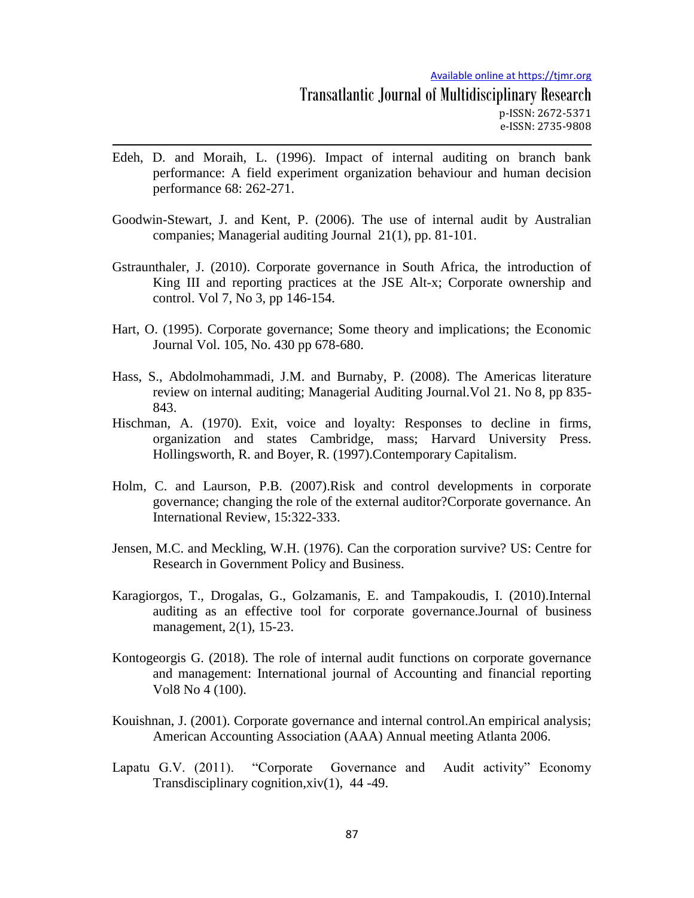Edeh, D. and Moraih, L. (1996). Impact of internal auditing on branch bank performance: A field experiment organization behaviour and human decision performance 68: 262-271.

Goodwin-Stewart, J. and Kent, P. (2006). The use of internal audit by Australian companies; Managerial auditing Journal 21(1), pp. 81-101.

Gstraunthaler, J. (2010). Corporate governance in South Africa, the introduction of King III and reporting practices at the JSE Alt-x; Corporate ownership and control. Vol 7, No 3, pp 146-154.

Hart, O. (1995). Corporate governance; Some theory and implications; the Economic Journal Vol. 105, No. 430 pp 678-680.

Hass, S., Abdolmohammadi, J.M. and Burnaby, P. (2008). The Americas literature review on internal auditing; Managerial Auditing Journal.Vol 21. No 8, pp 835-843.

Hischman, A. (1970). Exit, voice and loyalty: Responses to decline in firms, organization and states Cambridge, mass; Harvard University Press. Hollingsworth, R. and Boyer, R. (1997).Contemporary Capitalism.

Holm, C. and Laurson, P.B. (2007).Risk and control developments in corporate governance; changing the role of the external auditor?Corporate governance. An International Review, 15:322-333.

Jensen, M.C. and Meckling, W.H. (1976). Can the corporation survive? US: Centre for Research in Government Policy and Business.

Karagiorgos, T., Drogalas, G., Golzamanis, E. and Tampakoudis, I. (2010).Internal auditing as an effective tool for corporate governance.Journal of business management, 2(1), 15-23.

Kontogeorgis G. (2018). The role of internal audit functions on corporate governance and management: International journal of Accounting and financial reporting Vol8 No 4 (100).

Kouishnan, J. (2001). Corporate governance and internal control.An empirical analysis; American Accounting Association (AAA) Annual meeting Atlanta 2006.

Lapatu G.V. (2011). "Corporate Governance and Audit activity" Economy Transdisciplinary cognition,xiv(1), 44 -49.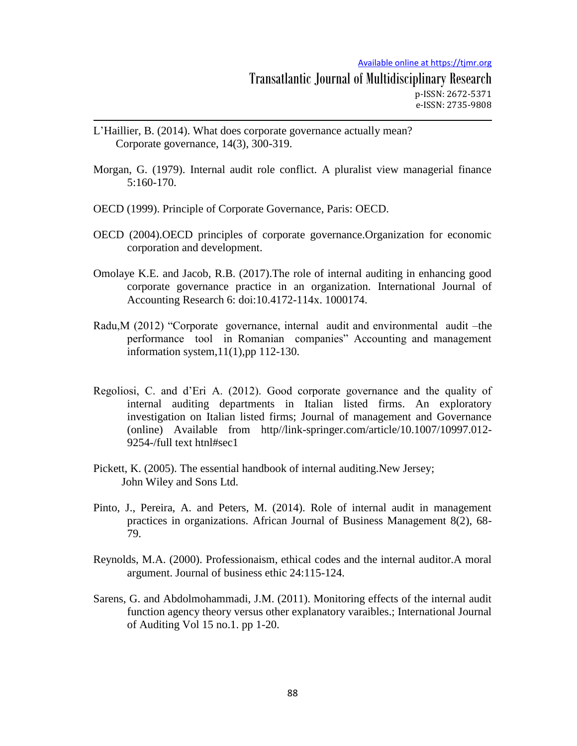L'Haillier, B. (2014). What does corporate governance actually mean? Corporate governance, 14(3), 300-319.

Morgan, G. (1979). Internal audit role conflict. A pluralist view managerial finance 5:160-170.

OECD (1999). Principle of Corporate Governance, Paris: OECD.

OECD (2004).OECD principles of corporate governance.Organization for economic corporation and development.

Omolaye K.E. and Jacob, R.B. (2017).The role of internal auditing in enhancing good corporate governance practice in an organization. International Journal of Accounting Research 6: doi:10.4172-114x. 1000174.

Radu,M (2012) "Corporate governance, internal audit and environmental audit –the performance tool in Romanian companies" Accounting and management information system,11(1),pp 112-130.

Regoliosi, C. and d'Eri A. (2012). Good corporate governance and the quality of internal auditing departments in Italian listed firms. An exploratory investigation on Italian listed firms; Journal of management and Governance (online) Available from http//link-springer.com/article/10.1007/10997.012-9254-/full text htnl#sec1

Pickett, K. (2005). The essential handbook of internal auditing.New Jersey; John Wiley and Sons Ltd.

Pinto, J., Pereira, A. and Peters, M. (2014). Role of internal audit in management practices in organizations. African Journal of Business Management 8(2), 68-79.

Reynolds, M.A. (2000). Professionaism, ethical codes and the internal auditor.A moral argument. Journal of business ethic 24:115-124.

Sarens, G. and Abdolmohammadi, J.M. (2011). Monitoring effects of the internal audit function agency theory versus other explanatory varaibles.; International Journal of Auditing Vol 15 no.1. pp 1-20.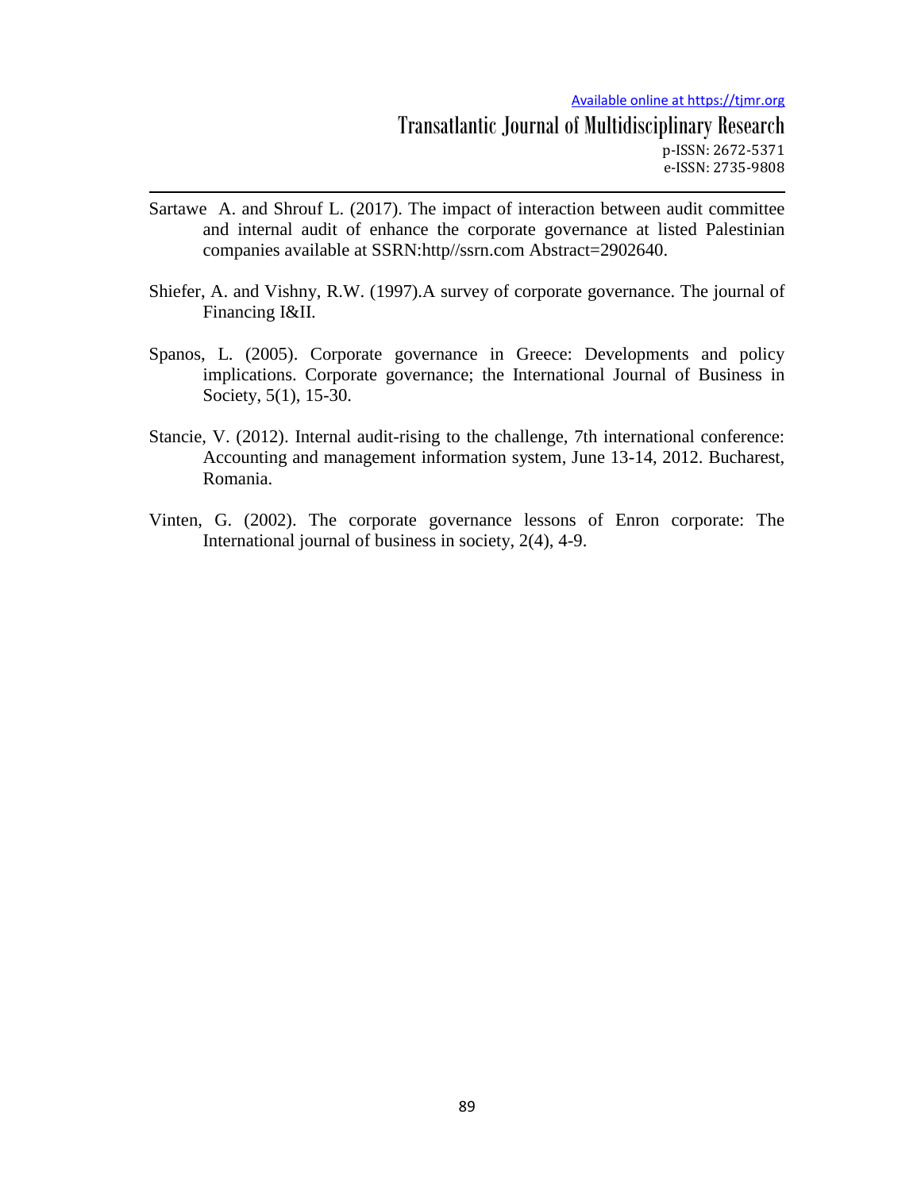Sartawe  A. and Shrouf L. (2017). The impact of interaction between audit committee and internal audit of enhance the corporate governance at listed Palestinian companies available at SSRN:http//ssrn.com Abstract=2902640.

Shiefer, A. and Vishny, R.W. (1997).A survey of corporate governance. The journal of Financing I&II.

Spanos, L. (2005). Corporate governance in Greece: Developments and policy implications. Corporate governance; the International Journal of Business in Society, 5(1), 15-30.

Stancie, V. (2012). Internal audit-rising to the challenge, 7th international conference: Accounting and management information system, June 13-14, 2012. Bucharest, Romania.

Vinten, G. (2002). The corporate governance lessons of Enron corporate: The International journal of business in society, 2(4), 4-9.